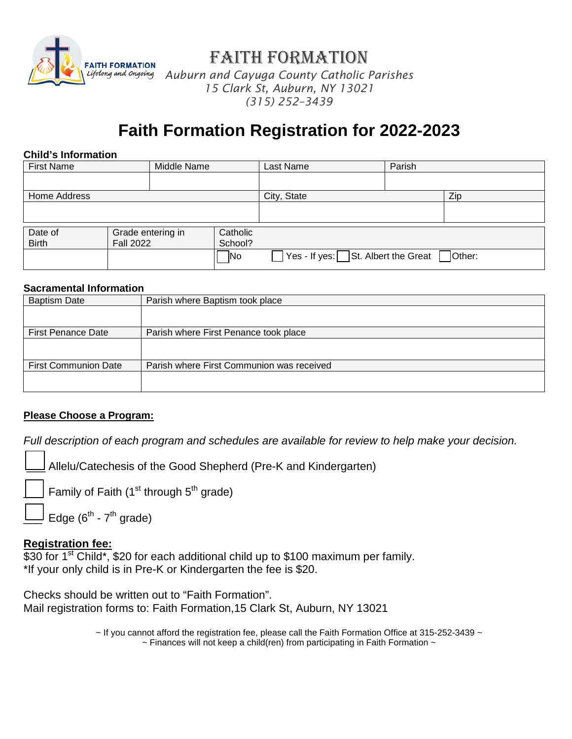FAITH FORMATION
Lifelong and Ongoing

# FAITH FORMATION

*Auburn and Cayuga County Catholic Parishes*
*15 Clark St, Auburn, NY 13021*
*(315) 252-3439*

## Faith Formation Registration for 2022-2023

**Child's Information**

| First Name | Middle Name | Last Name | Parish |
|---|---|---|---|
| | | | |

| Home Address | City, State | Zip |
|---|---|---|
| | | |

| Date of Birth | Grade entering in Fall 2022 | Catholic School? |
|---|---|---|
| | | ☐ No ☐ Yes - If yes: ☐ St. Albert the Great ☐ Other: |

**Sacramental Information**

| Baptism Date | Parish where Baptism took place |
|---|---|
| | |
| **First Penance Date** | **Parish where First Penance took place** |
| | |
| **First Communion Date** | **Parish where First Communion was received** |
| | |

**Please Choose a Program:**

*Full description of each program and schedules are available for review to help make your decision.*

☐ Allelu/Catechesis of the Good Shepherd (Pre-K and Kindergarten)

☐ Family of Faith (1st through 5th grade)

☐ Edge (6th - 7th grade)

**Registration fee:**
$30 for 1st Child*, $20 for each additional child up to $100 maximum per family.
*If your only child is in Pre-K or Kindergarten the fee is $20.

Checks should be written out to "Faith Formation".
Mail registration forms to: Faith Formation,15 Clark St, Auburn, NY 13021

~ If you cannot afford the registration fee, please call the Faith Formation Office at 315-252-3439 ~
~ Finances will not keep a child(ren) from participating in Faith Formation ~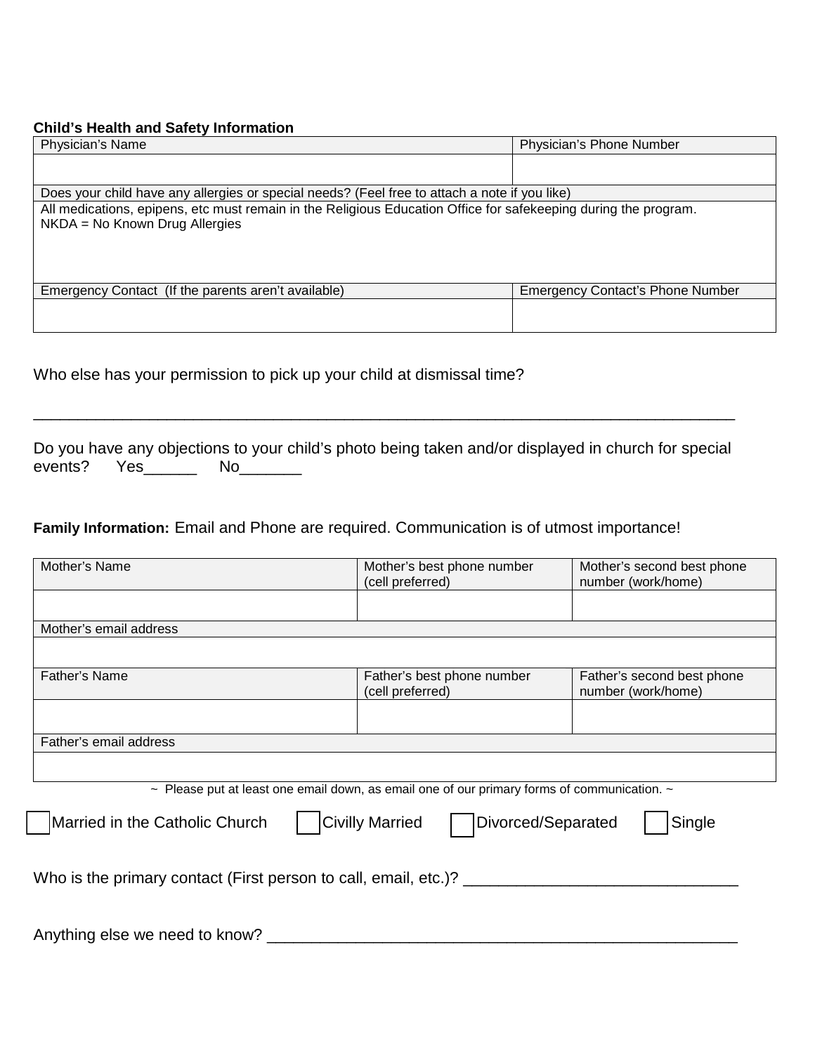**Child's Health and Safety Information**

| Physician's Name | Physician's Phone Number |
|---|---|
| | |
| Does your child have any allergies or special needs? (Feel free to attach a note if you like) | |
| All medications, epipens, etc must remain in the Religious Education Office for safekeeping during the program.<br>NKDA = No Known Drug Allergies | |
| Emergency Contact (If the parents aren't available) | Emergency Contact's Phone Number |
| | |

Who else has your permission to pick up your child at dismissal time?

________________________________________________________________________________

Do you have any objections to your child's photo being taken and/or displayed in church for special events? Yes______ No_______

**Family Information:** Email and Phone are required. Communication is of utmost importance!

| Mother's Name | Mother's best phone number (cell preferred) | Mother's second best phone number (work/home) |
|---|---|---|
| | | |
| Mother's email address | | |
| | | |
| Father's Name | Father's best phone number (cell preferred) | Father's second best phone number (work/home) |
| | | |
| Father's email address | | |
| | | |

~ Please put at least one email down, as email one of our primary forms of communication. ~

☐ Married in the Catholic Church ☐ Civilly Married ☐ Divorced/Separated ☐ Single

Who is the primary contact (First person to call, email, etc.)? ______________________________

Anything else we need to know? ______________________________________________________